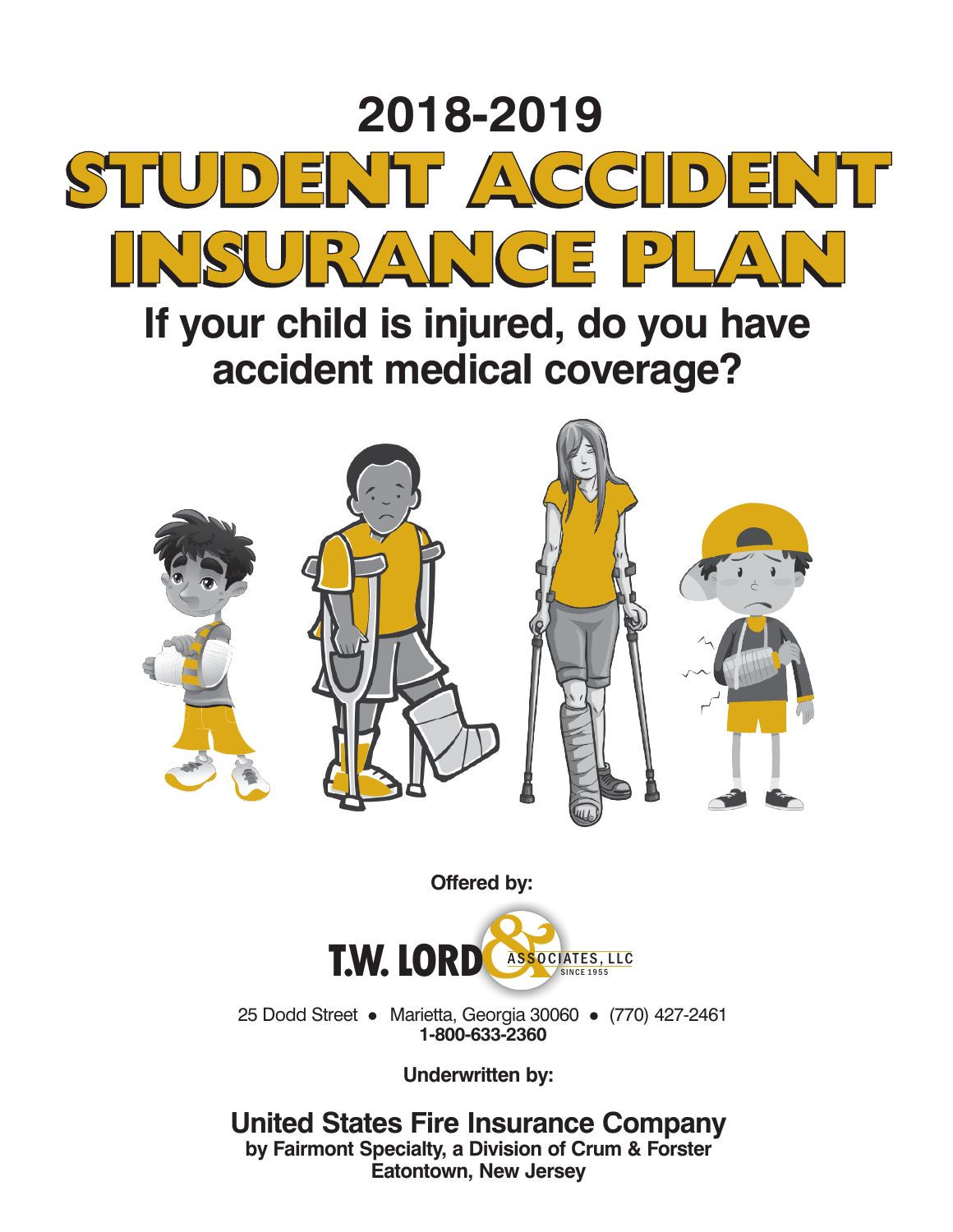# 2018-2019

# STUDENT ACCIDENT INSURANCE PLAN

## If your child is injured, do you have accident medical coverage?

**Offered by:**

**T.W. LORD & ASSOCIATES, LLC**
SINCE 1955

25 Dodd Street • Marietta, Georgia 30060 • (770) 427-2461
**1-800-633-2360**

**Underwritten by:**

**United States Fire Insurance Company**
**by Fairmont Specialty, a Division of Crum & Forster**
**Eatontown, New Jersey**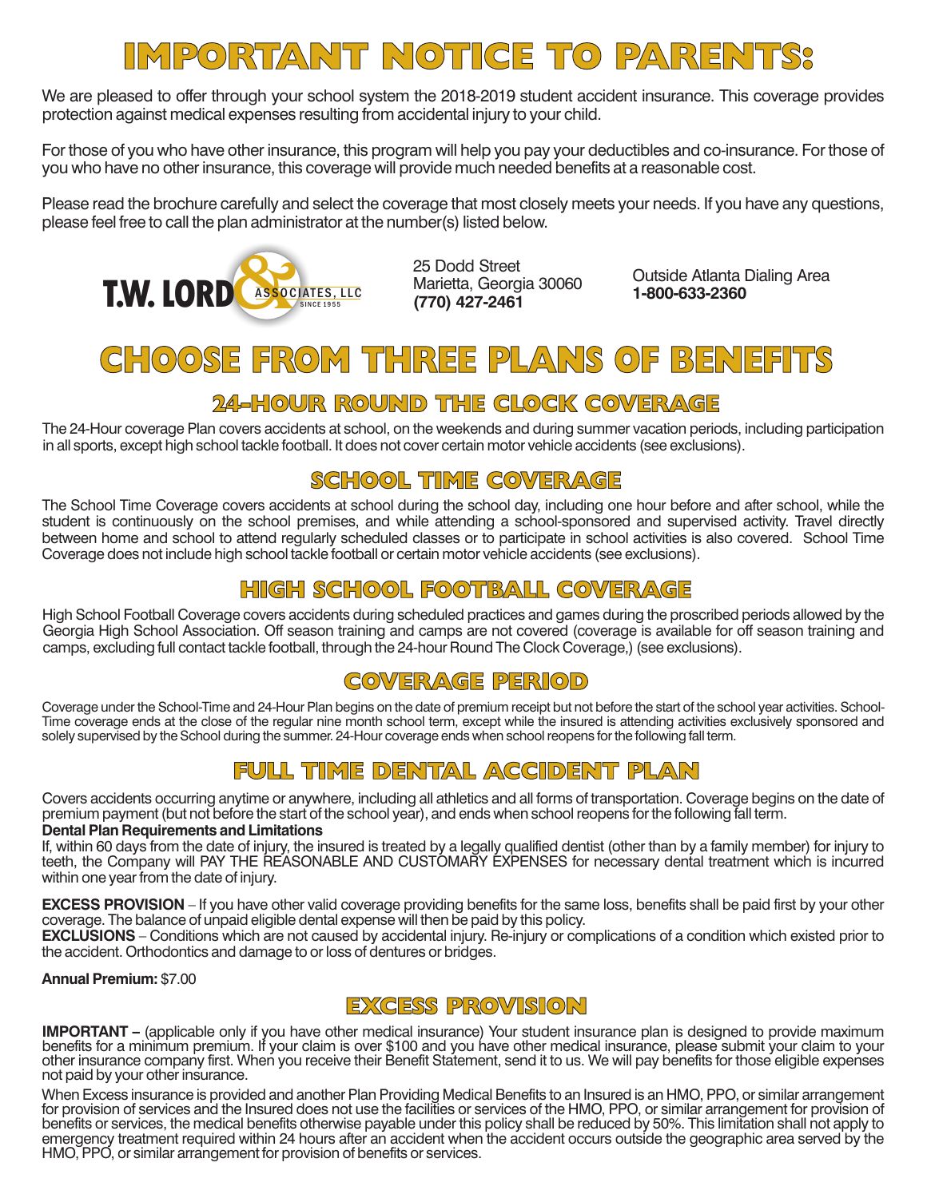# IMPORTANT NOTICE TO PARENTS:

We are pleased to offer through your school system the 2018-2019 student accident insurance. This coverage provides protection against medical expenses resulting from accidental injury to your child.

For those of you who have other insurance, this program will help you pay your deductibles and co-insurance. For those of you who have no other insurance, this coverage will provide much needed benefits at a reasonable cost.

Please read the brochure carefully and select the coverage that most closely meets your needs. If you have any questions, please feel free to call the plan administrator at the number(s) listed below.

T.W. LORD & ASSOCIATES, LLC SINCE 1955

25 Dodd Street
Marietta, Georgia 30060
**(770) 427-2461**

Outside Atlanta Dialing Area
**1-800-633-2360**

# CHOOSE FROM THREE PLANS OF BENEFITS

## 24-HOUR ROUND THE CLOCK COVERAGE

The 24-Hour coverage Plan covers accidents at school, on the weekends and during summer vacation periods, including participation in all sports, except high school tackle football. It does not cover certain motor vehicle accidents (see exclusions).

## SCHOOL TIME COVERAGE

The School Time Coverage covers accidents at school during the school day, including one hour before and after school, while the student is continuously on the school premises, and while attending a school-sponsored and supervised activity. Travel directly between home and school to attend regularly scheduled classes or to participate in school activities is also covered. School Time Coverage does not include high school tackle football or certain motor vehicle accidents (see exclusions).

## HIGH SCHOOL FOOTBALL COVERAGE

High School Football Coverage covers accidents during scheduled practices and games during the proscribed periods allowed by the Georgia High School Association. Off season training and camps are not covered (coverage is available for off season training and camps, excluding full contact tackle football, through the 24-hour Round The Clock Coverage,) (see exclusions).

## COVERAGE PERIOD

Coverage under the School-Time and 24-Hour Plan begins on the date of premium receipt but not before the start of the school year activities. School-Time coverage ends at the close of the regular nine month school term, except while the insured is attending activities exclusively sponsored and solely supervised by the School during the summer. 24-Hour coverage ends when school reopens for the following fall term.

## FULL TIME DENTAL ACCIDENT PLAN

Covers accidents occurring anytime or anywhere, including all athletics and all forms of transportation. Coverage begins on the date of premium payment (but not before the start of the school year), and ends when school reopens for the following fall term.

**Dental Plan Requirements and Limitations**

If, within 60 days from the date of injury, the insured is treated by a legally qualified dentist (other than by a family member) for injury to teeth, the Company will PAY THE REASONABLE AND CUSTOMARY EXPENSES for necessary dental treatment which is incurred within one year from the date of injury.

**EXCESS PROVISION** – If you have other valid coverage providing benefits for the same loss, benefits shall be paid first by your other coverage. The balance of unpaid eligible dental expense will then be paid by this policy.

**EXCLUSIONS** – Conditions which are not caused by accidental injury. Re-injury or complications of a condition which existed prior to the accident. Orthodontics and damage to or loss of dentures or bridges.

**Annual Premium:** $7.00

## EXCESS PROVISION

**IMPORTANT –** (applicable only if you have other medical insurance) Your student insurance plan is designed to provide maximum benefits for a minimum premium. If your claim is over $100 and you have other medical insurance, please submit your claim to your other insurance company first. When you receive their Benefit Statement, send it to us. We will pay benefits for those eligible expenses not paid by your other insurance.

When Excess insurance is provided and another Plan Providing Medical Benefits to an Insured is an HMO, PPO, or similar arrangement for provision of services and the Insured does not use the facilities or services of the HMO, PPO, or similar arrangement for provision of benefits or services, the medical benefits otherwise payable under this policy shall be reduced by 50%. This limitation shall not apply to emergency treatment required within 24 hours after an accident when the accident occurs outside the geographic area served by the HMO, PPO, or similar arrangement for provision of benefits or services.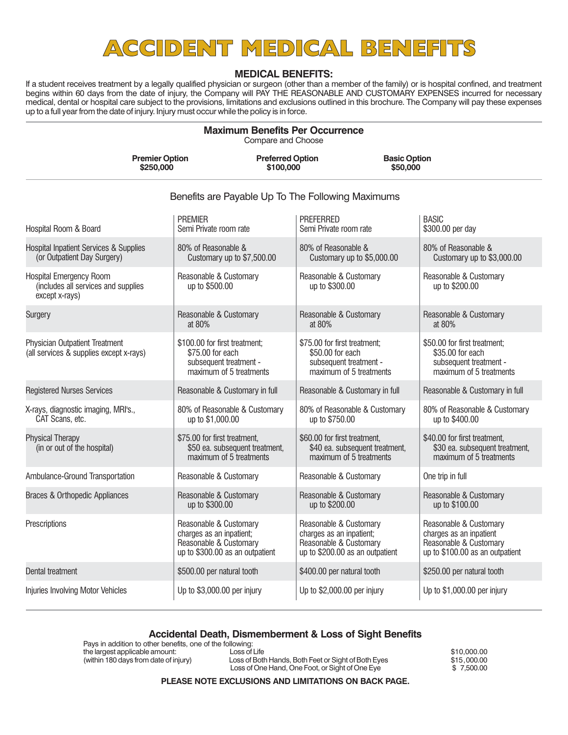# ACCIDENT MEDICAL BENEFITS

## MEDICAL BENEFITS:

If a student receives treatment by a legally qualified physician or surgeon (other than a member of the family) or is hospital confined, and treatment begins within 60 days from the date of injury, the Company will PAY THE REASONABLE AND CUSTOMARY EXPENSES incurred for necessary medical, dental or hospital care subject to the provisions, limitations and exclusions outlined in this brochure. The Company will pay these expenses up to a full year from the date of injury. Injury must occur while the policy is in force.

### Maximum Benefits Per Occurrence

Compare and Choose

| Premier Option | Preferred Option | Basic Option |
|---|---|---|
| **$250,000** | **$100,000** | **$50,000** |

Benefits are Payable Up To The Following Maximums

| | PREMIER | PREFERRED | BASIC |
|---|---|---|---|
| Hospital Room & Board | Semi Private room rate | Semi Private room rate | $300.00 per day |
| Hospital Inpatient Services & Supplies (or Outpatient Day Surgery) | 80% of Reasonable & Customary up to $7,500.00 | 80% of Reasonable & Customary up to $5,000.00 | 80% of Reasonable & Customary up to $3,000.00 |
| Hospital Emergency Room (includes all services and supplies except x-rays) | Reasonable & Customary up to $500.00 | Reasonable & Customary up to $300.00 | Reasonable & Customary up to $200.00 |
| Surgery | Reasonable & Customary at 80% | Reasonable & Customary at 80% | Reasonable & Customary at 80% |
| Physician Outpatient Treatment (all services & supplies except x-rays) | $100.00 for first treatment; $75.00 for each subsequent treatment - maximum of 5 treatments | $75.00 for first treatment; $50.00 for each subsequent treatment - maximum of 5 treatments | $50.00 for first treatment; $35.00 for each subsequent treatment - maximum of 5 treatments |
| Registered Nurses Services | Reasonable & Customary in full | Reasonable & Customary in full | Reasonable & Customary in full |
| X-rays, diagnostic imaging, MRI's., CAT Scans, etc. | 80% of Reasonable & Customary up to $1,000.00 | 80% of Reasonable & Customary up to $750.00 | 80% of Reasonable & Customary up to $400.00 |
| Physical Therapy (in or out of the hospital) | $75.00 for first treatment, $50 ea. subsequent treatment, maximum of 5 treatments | $60.00 for first treatment, $40 ea. subsequent treatment, maximum of 5 treatments | $40.00 for first treatment, $30 ea. subsequent treatment, maximum of 5 treatments |
| Ambulance-Ground Transportation | Reasonable & Customary | Reasonable & Customary | One trip in full |
| Braces & Orthopedic Appliances | Reasonable & Customary up to $300.00 | Reasonable & Customary up to $200.00 | Reasonable & Customary up to $100.00 |
| Prescriptions | Reasonable & Customary charges as an inpatient; Reasonable & Customary up to $300.00 as an outpatient | Reasonable & Customary charges as an inpatient; Reasonable & Customary up to $200.00 as an outpatient | Reasonable & Customary charges as an inpatient Reasonable & Customary up to $100.00 as an outpatient |
| Dental treatment | $500.00 per natural tooth | $400.00 per natural tooth | $250.00 per natural tooth |
| Injuries Involving Motor Vehicles | Up to $3,000.00 per injury | Up to $2,000.00 per injury | Up to $1,000.00 per injury |

### Accidental Death, Dismemberment & Loss of Sight Benefits

Pays in addition to other benefits, one of the following: the largest applicable amount: (within 180 days from date of injury)

| | |
|---|---|
| Loss of Life | $10,000.00 |
| Loss of Both Hands, Both Feet or Sight of Both Eyes | $15,000.00 |
| Loss of One Hand, One Foot, or Sight of One Eye | $ 7,500.00 |

**PLEASE NOTE EXCLUSIONS AND LIMITATIONS ON BACK PAGE.**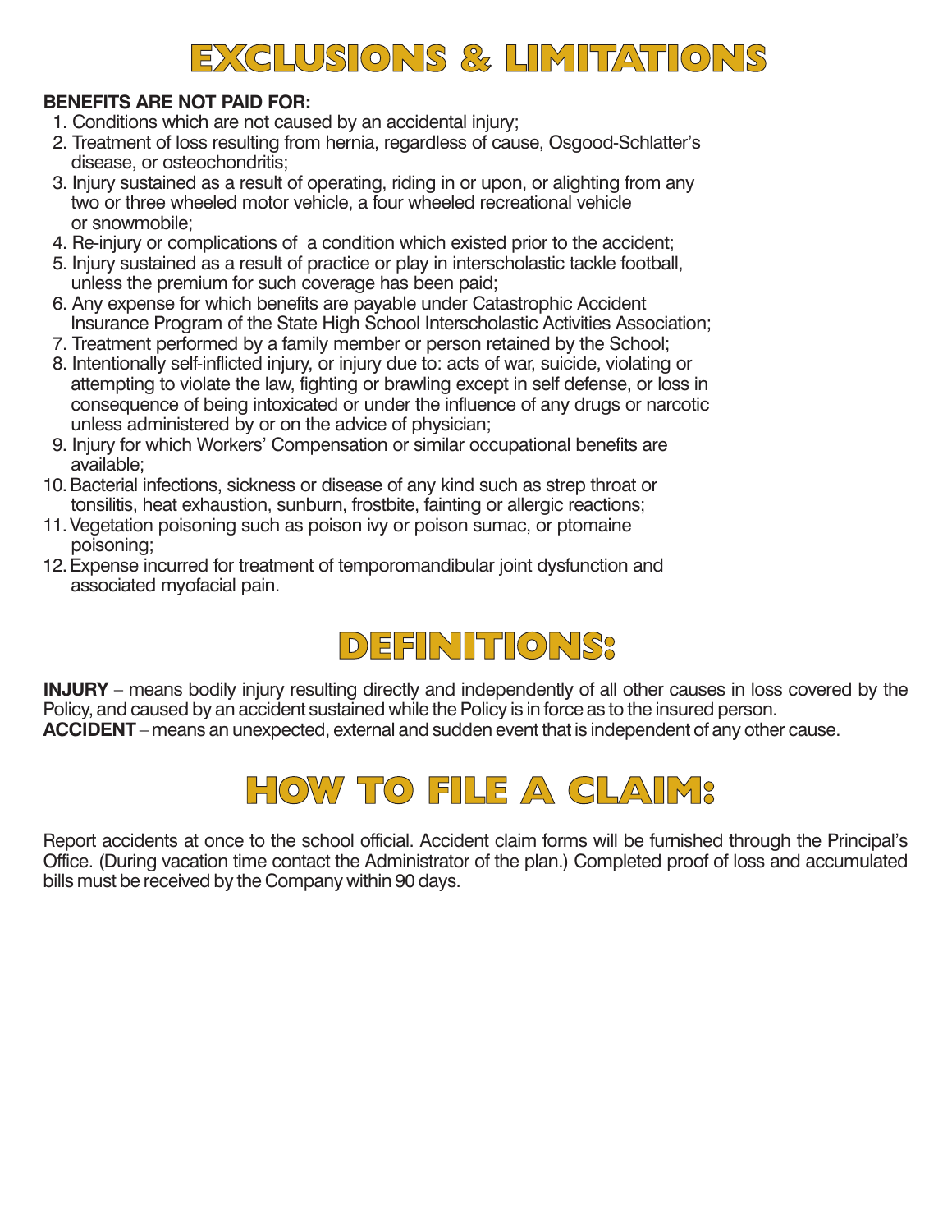# EXCLUSIONS & LIMITATIONS

**BENEFITS ARE NOT PAID FOR:**

1. Conditions which are not caused by an accidental injury;
2. Treatment of loss resulting from hernia, regardless of cause, Osgood-Schlatter's disease, or osteochondritis;
3. Injury sustained as a result of operating, riding in or upon, or alighting from any two or three wheeled motor vehicle, a four wheeled recreational vehicle or snowmobile;
4. Re-injury or complications of a condition which existed prior to the accident;
5. Injury sustained as a result of practice or play in interscholastic tackle football, unless the premium for such coverage has been paid;
6. Any expense for which benefits are payable under Catastrophic Accident Insurance Program of the State High School Interscholastic Activities Association;
7. Treatment performed by a family member or person retained by the School;
8. Intentionally self-inflicted injury, or injury due to: acts of war, suicide, violating or attempting to violate the law, fighting or brawling except in self defense, or loss in consequence of being intoxicated or under the influence of any drugs or narcotic unless administered by or on the advice of physician;
9. Injury for which Workers' Compensation or similar occupational benefits are available;
10. Bacterial infections, sickness or disease of any kind such as strep throat or tonsilitis, heat exhaustion, sunburn, frostbite, fainting or allergic reactions;
11. Vegetation poisoning such as poison ivy or poison sumac, or ptomaine poisoning;
12. Expense incurred for treatment of temporomandibular joint dysfunction and associated myofacial pain.

# DEFINITIONS:

**INJURY** – means bodily injury resulting directly and independently of all other causes in loss covered by the Policy, and caused by an accident sustained while the Policy is in force as to the insured person.
**ACCIDENT** – means an unexpected, external and sudden event that is independent of any other cause.

# HOW TO FILE A CLAIM:

Report accidents at once to the school official. Accident claim forms will be furnished through the Principal's Office. (During vacation time contact the Administrator of the plan.) Completed proof of loss and accumulated bills must be received by the Company within 90 days.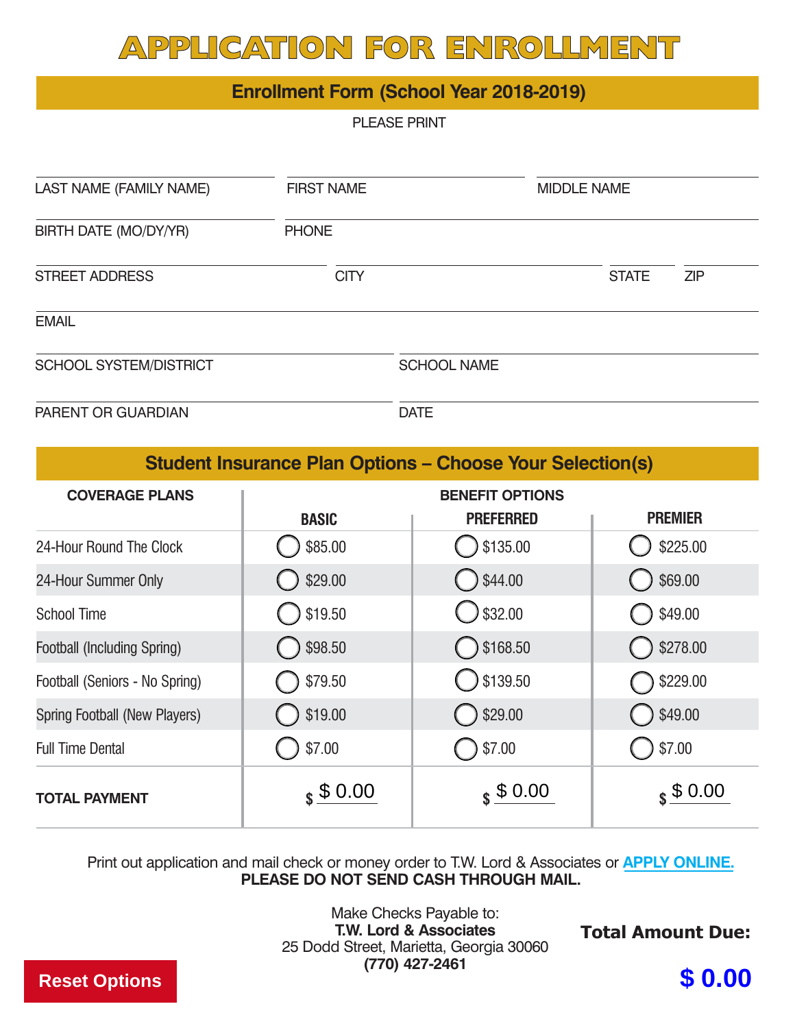# APPLICATION FOR ENROLLMENT

## Enrollment Form (School Year 2018-2019)

PLEASE PRINT

LAST NAME (FAMILY NAME) | FIRST NAME | MIDDLE NAME

BIRTH DATE (MO/DY/YR) | PHONE

STREET ADDRESS | CITY | STATE | ZIP

EMAIL

SCHOOL SYSTEM/DISTRICT | SCHOOL NAME

PARENT OR GUARDIAN | DATE

## Student Insurance Plan Options – Choose Your Selection(s)

| COVERAGE PLANS | BENEFIT OPTIONS | | |
|---|---|---|---|
| | BASIC | PREFERRED | PREMIER |
| 24-Hour Round The Clock | ◯ $85.00 | ◯ $135.00 | ◯ $225.00 |
| 24-Hour Summer Only | ◯ $29.00 | ◯ $44.00 | ◯ $69.00 |
| School Time | ◯ $19.50 | ◯ $32.00 | ◯ $49.00 |
| Football (Including Spring) | ◯ $98.50 | ◯ $168.50 | ◯ $278.00 |
| Football (Seniors - No Spring) | ◯ $79.50 | ◯ $139.50 | ◯ $229.00 |
| Spring Football (New Players) | ◯ $19.00 | ◯ $29.00 | ◯ $49.00 |
| Full Time Dental | ◯ $7.00 | ◯ $7.00 | ◯ $7.00 |
| **TOTAL PAYMENT** | $ $ 0.00 | $ $ 0.00 | $ $ 0.00 |

Print out application and mail check or money order to T.W. Lord & Associates or **APPLY ONLINE.**
**PLEASE DO NOT SEND CASH THROUGH MAIL.**

Make Checks Payable to:
**T.W. Lord & Associates**
25 Dodd Street, Marietta, Georgia 30060
**(770) 427-2461**

**Total Amount Due:**

**$ 0.00**

Reset Options